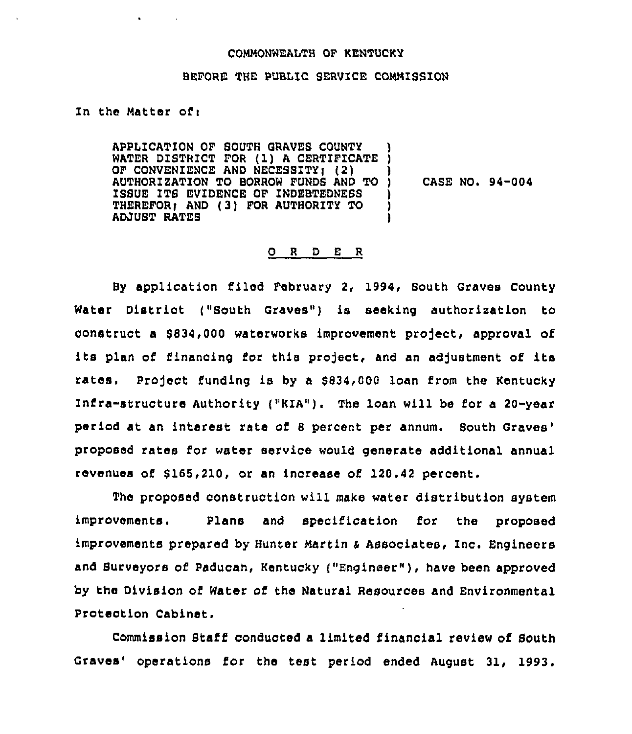COMMONWEALTH OF KENTUCKY

BEFORE THE PUBLIC SERVICE COMMISSION

In the Matter of:

| | |
|---|---|
| APPLICATION OF SOUTH GRAVES COUNTY WATER DISTRICT FOR (1) A CERTIFICATE OF CONVENIENCE AND NECESSITY; (2) AUTHORIZATION TO BORROW FUNDS AND TO ISSUE ITS EVIDENCE OF INDEBTEDNESS THEREFOR; AND (3) FOR AUTHORITY TO ADJUST RATES | CASE NO. 94-004 |

## O R D E R

By application filed February 2, 1994, South Graves County Water District ("South Graves") is seeking authorization to construct a $834,000 waterworks improvement project, approval of its plan of financing for this project, and an adjustment of its rates. Project funding is by a $834,000 loan from the Kentucky Infra-structure Authority ("KIA"). The loan will be for a 20-year period at an interest rate of 8 percent per annum. South Graves' proposed rates for water service would generate additional annual revenues of $165,210, or an increase of 120.42 percent.

The proposed construction will make water distribution system improvements. Plans and specification for the proposed improvements prepared by Hunter Martin & Associates, Inc. Engineers and Surveyors of Paducah, Kentucky ("Engineer"), have been approved by the Division of Water of the Natural Resources and Environmental Protection Cabinet.

Commission Staff conducted a limited financial review of South Graves' operations for the test period ended August 31, 1993.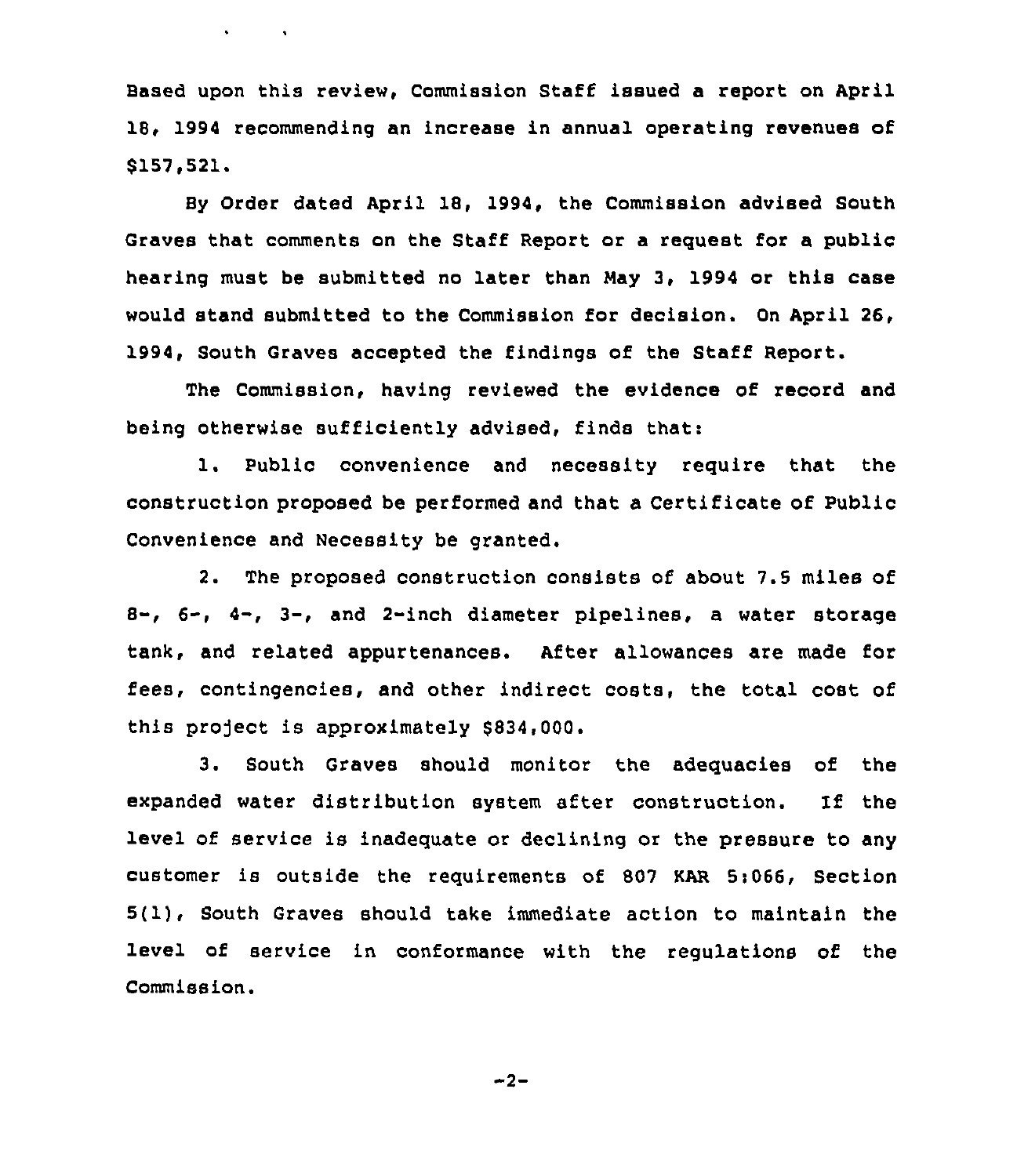Based upon this review, Commission Staff issued a report on April 18, 1994 recommending an increase in annual operating revenues of $157,521.

By Order dated April 18, 1994, the Commission advised South Graves that comments on the Staff Report or a request for a public hearing must be submitted no later than May 3, 1994 or this case would stand submitted to the Commission for decision. On April 26, 1994, South Graves accepted the findings of the Staff Report.

The Commission, having reviewed the evidence of record and being otherwise sufficiently advised, finds that:

1. Public convenience and necessity require that the construction proposed be performed and that a Certificate of Public Convenience and Necessity be granted.

2. The proposed construction consists of about 7.5 miles of 8-, 6-, 4-, 3-, and 2-inch diameter pipelines, a water storage tank, and related appurtenances. After allowances are made for fees, contingencies, and other indirect costs, the total cost of this project is approximately $834,000.

3. South Graves should monitor the adequacies of the expanded water distribution system after construction. If the level of service is inadequate or declining or the pressure to any customer is outside the requirements of 807 KAR 5:066, Section 5(1), South Graves should take immediate action to maintain the level of service in conformance with the regulations of the Commission.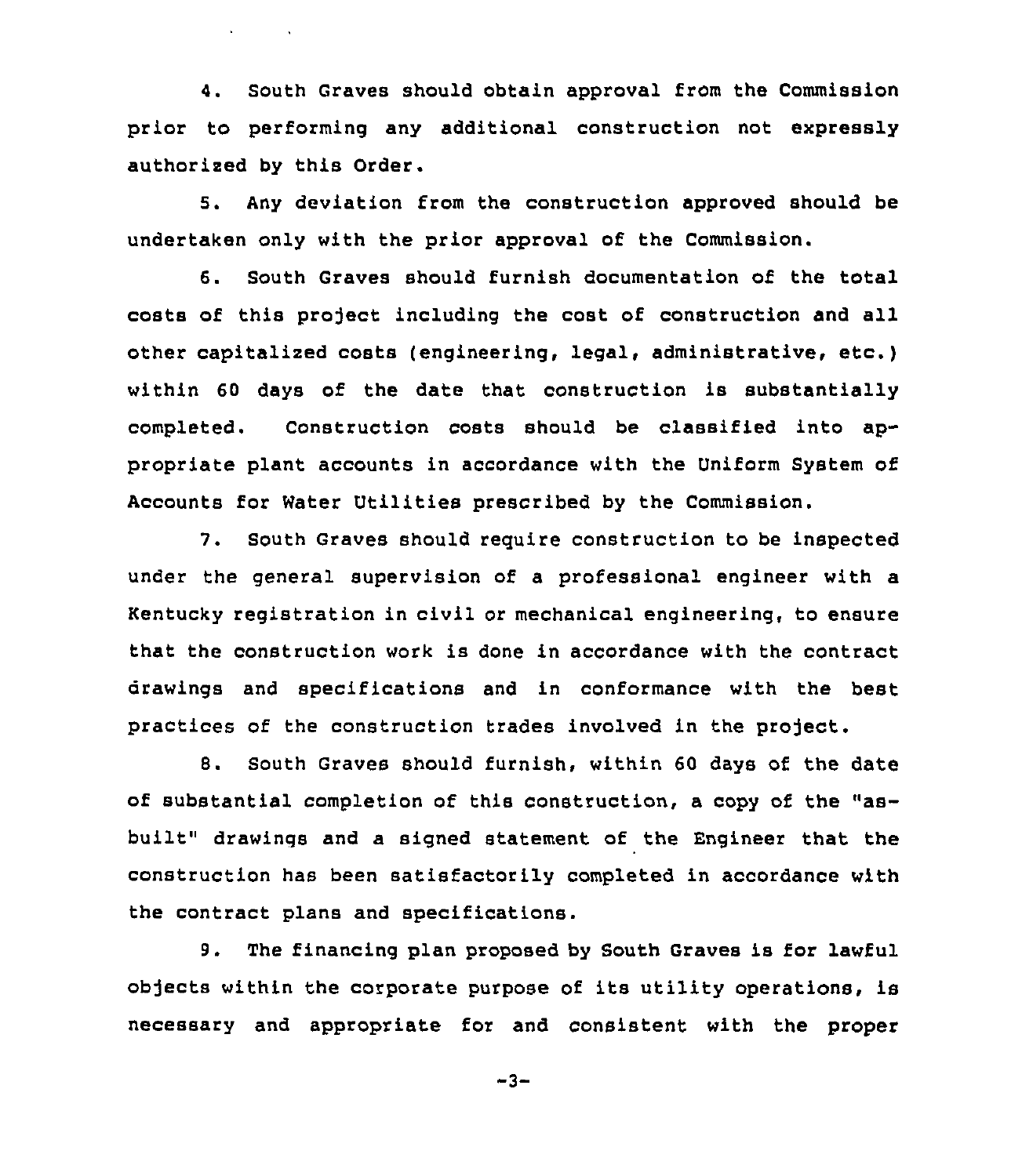4. South Graves should obtain approval from the Commission prior to performing any additional construction not expressly authorized by this Order.

5. Any deviation from the construction approved should be undertaken only with the prior approval of the Commission.

6. South Graves should furnish documentation of the total costs of this project including the cost of construction and all other capitalized costs (engineering, legal, administrative, etc.) within 60 days of the date that construction is substantially completed. Construction costs should be classified into appropriate plant accounts in accordance with the Uniform System of Accounts for Water Utilities prescribed by the Commission.

7. South Graves should require construction to be inspected under the general supervision of a professional engineer with a Kentucky registration in civil or mechanical engineering, to ensure that the construction work is done in accordance with the contract drawings and specifications and in conformance with the best practices of the construction trades involved in the project.

8. South Graves should furnish, within 60 days of the date of substantial completion of this construction, a copy of the "as-built" drawings and a signed statement of the Engineer that the construction has been satisfactorily completed in accordance with the contract plans and specifications.

9. The financing plan proposed by South Graves is for lawful objects within the corporate purpose of its utility operations, is necessary and appropriate for and consistent with the proper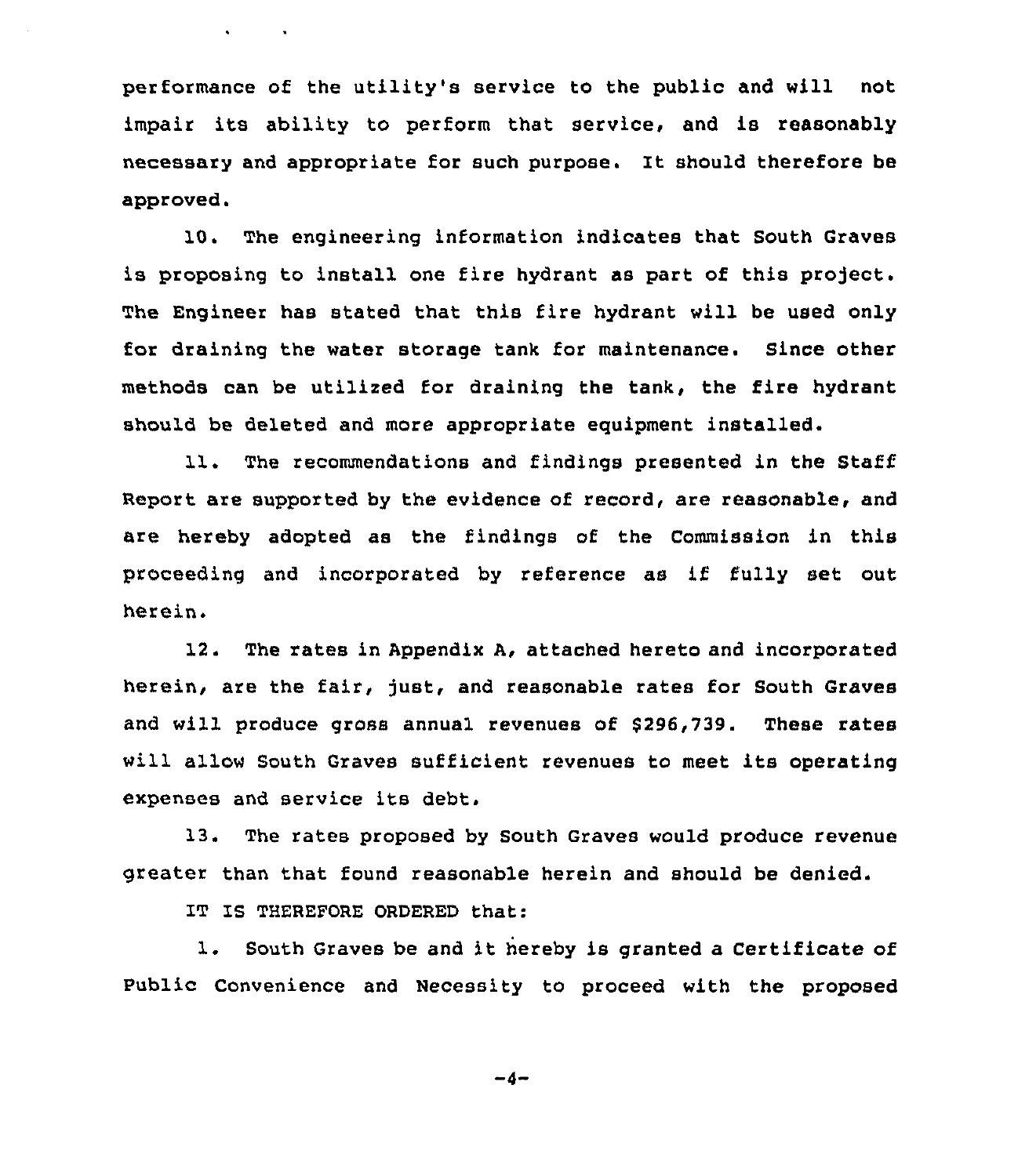performance of the utility's service to the public and will not impair its ability to perform that service, and is reasonably necessary and appropriate for such purpose. It should therefore be approved.

10. The engineering information indicates that South Graves is proposing to install one fire hydrant as part of this project. The Engineer has stated that this fire hydrant will be used only for draining the water storage tank for maintenance. Since other methods can be utilized for draining the tank, the fire hydrant should be deleted and more appropriate equipment installed.

11. The recommendations and findings presented in the Staff Report are supported by the evidence of record, are reasonable, and are hereby adopted as the findings of the Commission in this proceeding and incorporated by reference as if fully set out herein.

12. The rates in Appendix A, attached hereto and incorporated herein, are the fair, just, and reasonable rates for South Graves and will produce gross annual revenues of $296,739. These rates will allow South Graves sufficient revenues to meet its operating expenses and service its debt.

13. The rates proposed by South Graves would produce revenue greater than that found reasonable herein and should be denied.

IT IS THEREFORE ORDERED that:

1. South Graves be and it hereby is granted a Certificate of Public Convenience and Necessity to proceed with the proposed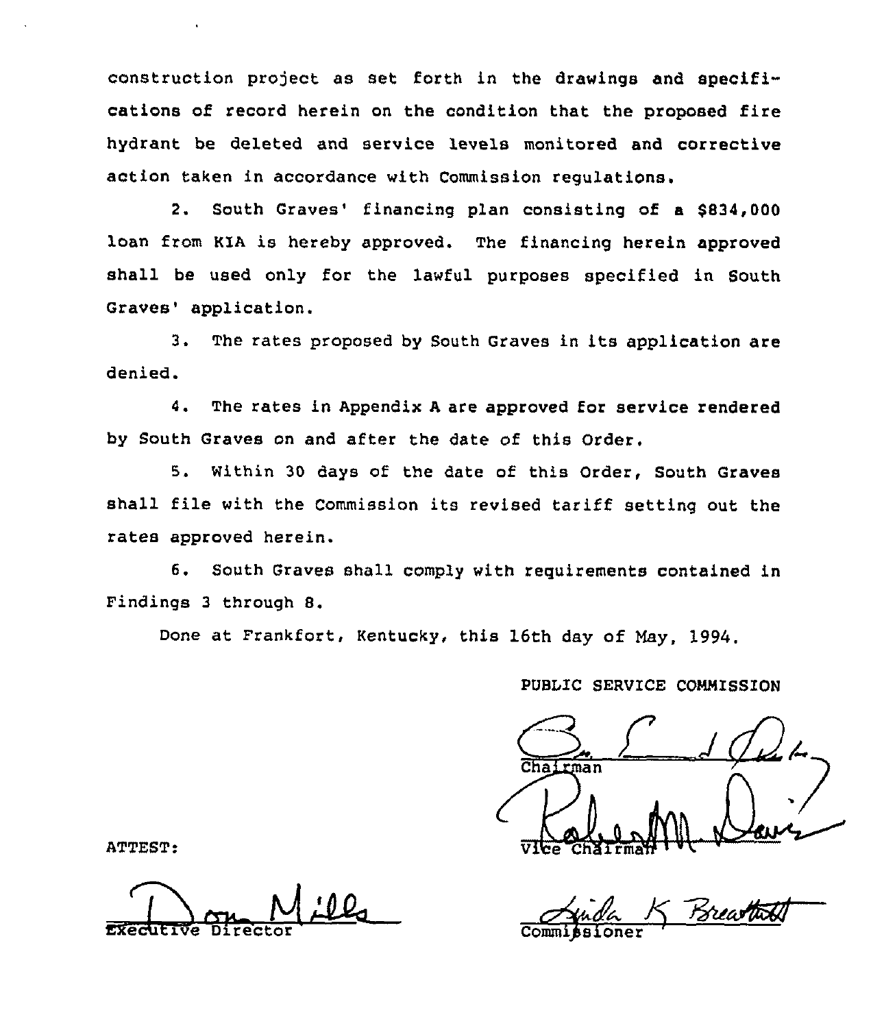construction project as set forth in the drawings and specifications of record herein on the condition that the proposed fire hydrant be deleted and service levels monitored and corrective action taken in accordance with Commission regulations.

2. South Graves' financing plan consisting of a $834,000 loan from KIA is hereby approved. The financing herein approved shall be used only for the lawful purposes specified in South Graves' application.

3. The rates proposed by South Graves in its application are denied.

4. The rates in Appendix A are approved for service rendered by South Graves on and after the date of this Order.

5. Within 30 days of the date of this Order, South Graves shall file with the Commission its revised tariff setting out the rates approved herein.

6. South Graves shall comply with requirements contained in Findings 3 through 8.

Done at Frankfort, Kentucky, this 16th day of May, 1994.

PUBLIC SERVICE COMMISSION

Chairman

Vice Chairman

Commissioner

ATTEST:

Executive Director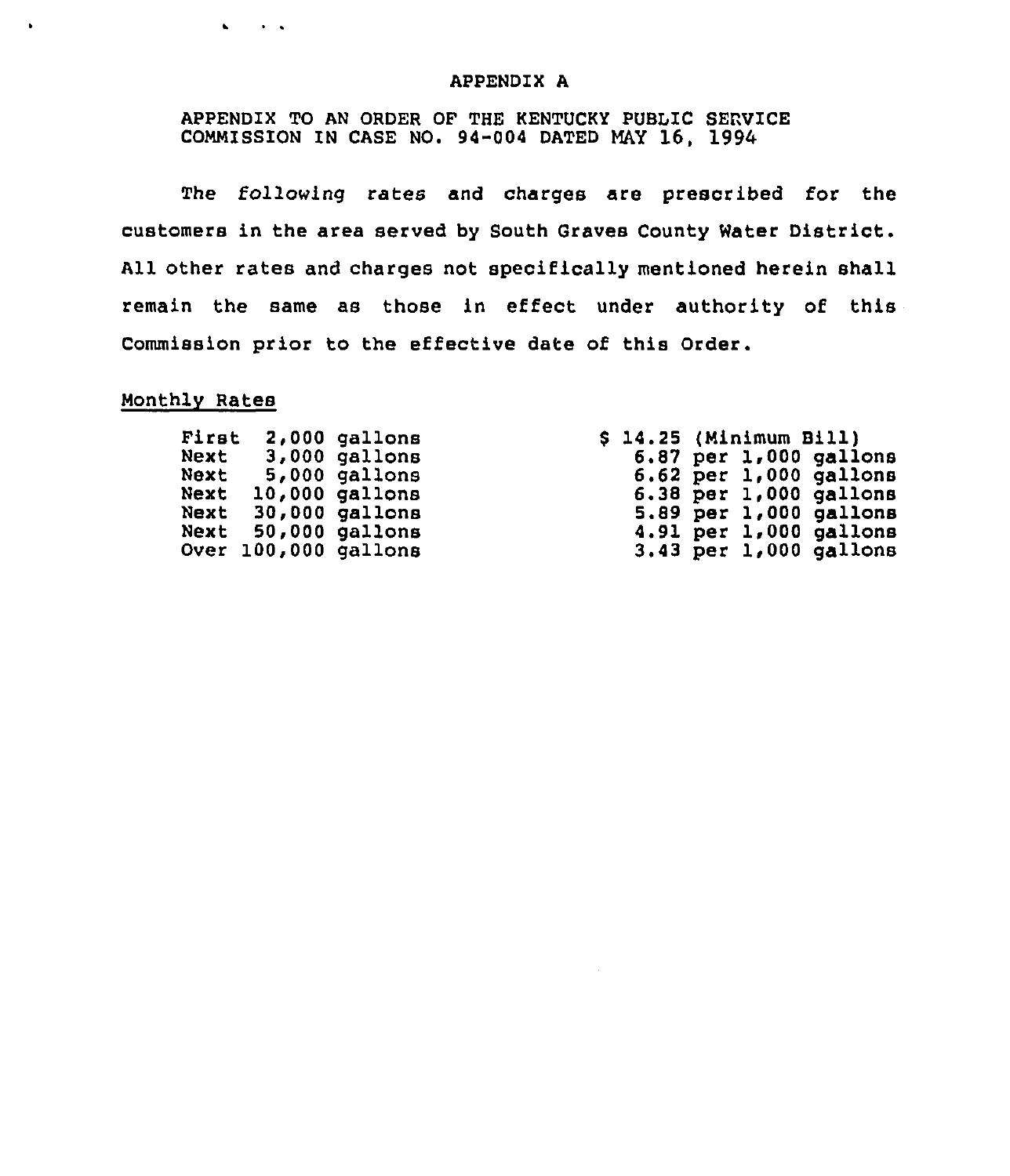# APPENDIX A

APPENDIX TO AN ORDER OF THE KENTUCKY PUBLIC SERVICE COMMISSION IN CASE NO. 94-004 DATED MAY 16, 1994

The following rates and charges are prescribed for the customers in the area served by South Graves County Water District. All other rates and charges not specifically mentioned herein shall remain the same as those in effect under authority of this Commission prior to the effective date of this Order.

Monthly Rates

| | |
|---|---|
| First 2,000 gallons | $ 14.25 (Minimum Bill) |
| Next 3,000 gallons | 6.87 per 1,000 gallons |
| Next 5,000 gallons | 6.62 per 1,000 gallons |
| Next 10,000 gallons | 6.38 per 1,000 gallons |
| Next 30,000 gallons | 5.89 per 1,000 gallons |
| Next 50,000 gallons | 4.91 per 1,000 gallons |
| Over 100,000 gallons | 3.43 per 1,000 gallons |